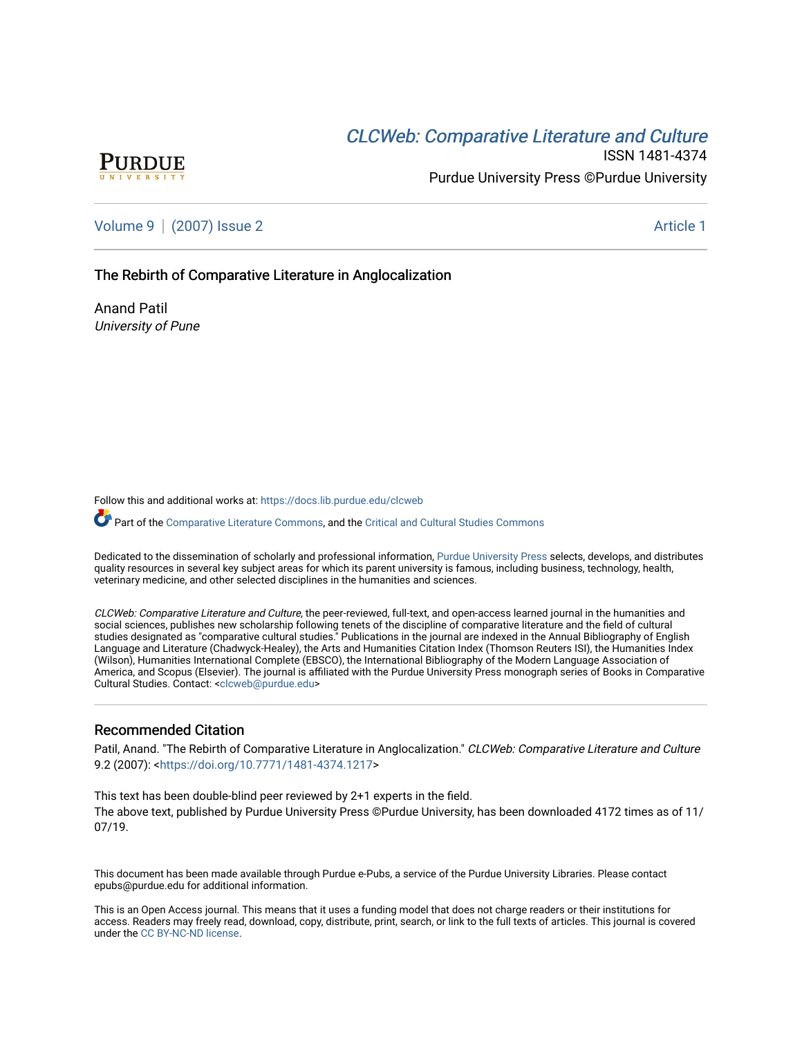*CLCWeb: Comparative Literature and Culture*

ISSN 1481-4374

Purdue University Press ©Purdue University

Volume 9 | (2007) Issue 2 — Article 1

# The Rebirth of Comparative Literature in Anglocalization

Anand Patil
*University of Pune*

Follow this and additional works at: https://docs.lib.purdue.edu/clcweb

Part of the Comparative Literature Commons, and the Critical and Cultural Studies Commons

Dedicated to the dissemination of scholarly and professional information, Purdue University Press selects, develops, and distributes quality resources in several key subject areas for which its parent university is famous, including business, technology, health, veterinary medicine, and other selected disciplines in the humanities and sciences.

*CLCWeb: Comparative Literature and Culture*, the peer-reviewed, full-text, and open-access learned journal in the humanities and social sciences, publishes new scholarship following tenets of the discipline of comparative literature and the field of cultural studies designated as "comparative cultural studies." Publications in the journal are indexed in the Annual Bibliography of English Language and Literature (Chadwyck-Healey), the Arts and Humanities Citation Index (Thomson Reuters ISI), the Humanities Index (Wilson), Humanities International Complete (EBSCO), the International Bibliography of the Modern Language Association of America, and Scopus (Elsevier). The journal is affiliated with the Purdue University Press monograph series of Books in Comparative Cultural Studies. Contact: <clcweb@purdue.edu>

## Recommended Citation

Patil, Anand. "The Rebirth of Comparative Literature in Anglocalization." *CLCWeb: Comparative Literature and Culture* 9.2 (2007): <https://doi.org/10.7771/1481-4374.1217>

This text has been double-blind peer reviewed by 2+1 experts in the field.
The above text, published by Purdue University Press ©Purdue University, has been downloaded 4172 times as of 11/07/19.

This document has been made available through Purdue e-Pubs, a service of the Purdue University Libraries. Please contact epubs@purdue.edu for additional information.

This is an Open Access journal. This means that it uses a funding model that does not charge readers or their institutions for access. Readers may freely read, download, copy, distribute, print, search, or link to the full texts of articles. This journal is covered under the CC BY-NC-ND license.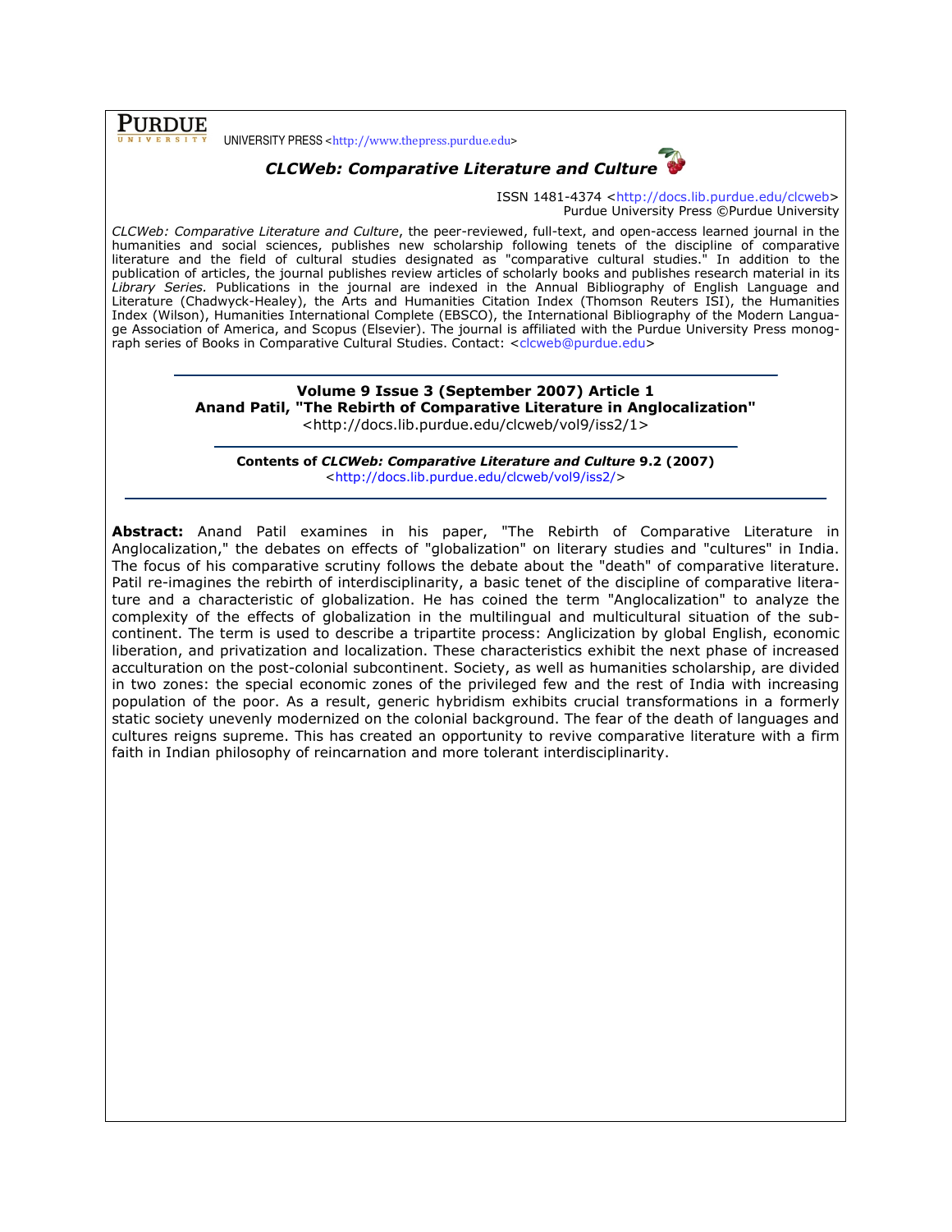**PURDUE** UNIVERSITY PRESS <http://www.thepress.purdue.edu>

***CLCWeb: Comparative Literature and Culture***

ISSN 1481-4374 <http://docs.lib.purdue.edu/clcweb>
Purdue University Press ©Purdue University

*CLCWeb: Comparative Literature and Culture*, the peer-reviewed, full-text, and open-access learned journal in the humanities and social sciences, publishes new scholarship following tenets of the discipline of comparative literature and the field of cultural studies designated as "comparative cultural studies." In addition to the publication of articles, the journal publishes review articles of scholarly books and publishes research material in its *Library Series.* Publications in the journal are indexed in the Annual Bibliography of English Language and Literature (Chadwyck-Healey), the Arts and Humanities Citation Index (Thomson Reuters ISI), the Humanities Index (Wilson), Humanities International Complete (EBSCO), the International Bibliography of the Modern Language Association of America, and Scopus (Elsevier). The journal is affiliated with the Purdue University Press monograph series of Books in Comparative Cultural Studies. Contact: <clcweb@purdue.edu>

---

**Volume 9 Issue 3 (September 2007) Article 1**
**Anand Patil, "The Rebirth of Comparative Literature in Anglocalization"**
<http://docs.lib.purdue.edu/clcweb/vol9/iss2/1>

---

**Contents of *CLCWeb: Comparative Literature and Culture* 9.2 (2007)**
<http://docs.lib.purdue.edu/clcweb/vol9/iss2/>

---

**Abstract:** Anand Patil examines in his paper, "The Rebirth of Comparative Literature in Anglocalization," the debates on effects of "globalization" on literary studies and "cultures" in India. The focus of his comparative scrutiny follows the debate about the "death" of comparative literature. Patil re-imagines the rebirth of interdisciplinarity, a basic tenet of the discipline of comparative literature and a characteristic of globalization. He has coined the term "Anglocalization" to analyze the complexity of the effects of globalization in the multilingual and multicultural situation of the subcontinent. The term is used to describe a tripartite process: Anglicization by global English, economic liberation, and privatization and localization. These characteristics exhibit the next phase of increased acculturation on the post-colonial subcontinent. Society, as well as humanities scholarship, are divided in two zones: the special economic zones of the privileged few and the rest of India with increasing population of the poor. As a result, generic hybridism exhibits crucial transformations in a formerly static society unevenly modernized on the colonial background. The fear of the death of languages and cultures reigns supreme. This has created an opportunity to revive comparative literature with a firm faith in Indian philosophy of reincarnation and more tolerant interdisciplinarity.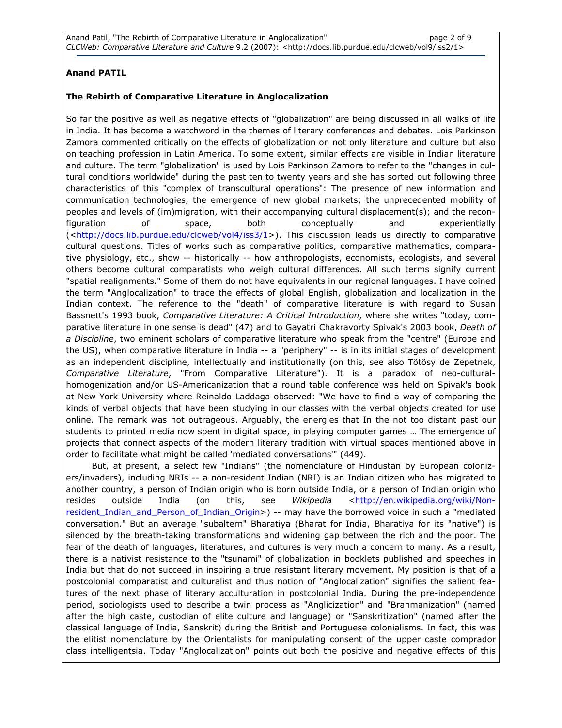**Anand PATIL**

**The Rebirth of Comparative Literature in Anglocalization**

So far the positive as well as negative effects of "globalization" are being discussed in all walks of life in India. It has become a watchword in the themes of literary conferences and debates. Lois Parkinson Zamora commented critically on the effects of globalization on not only literature and culture but also on teaching profession in Latin America. To some extent, similar effects are visible in Indian literature and culture. The term "globalization" is used by Lois Parkinson Zamora to refer to the "changes in cultural conditions worldwide" during the past ten to twenty years and she has sorted out following three characteristics of this "complex of transcultural operations": The presence of new information and communication technologies, the emergence of new global markets; the unprecedented mobility of peoples and levels of (im)migration, with their accompanying cultural displacement(s); and the reconfiguration of space, both conceptually and experientially (<http://docs.lib.purdue.edu/clcweb/vol4/iss3/1>). This discussion leads us directly to comparative cultural questions. Titles of works such as comparative politics, comparative mathematics, comparative physiology, etc., show -- historically -- how anthropologists, economists, ecologists, and several others become cultural comparatists who weigh cultural differences. All such terms signify current "spatial realignments." Some of them do not have equivalents in our regional languages. I have coined the term "Anglocalization" to trace the effects of global English, globalization and localization in the Indian context. The reference to the "death" of comparative literature is with regard to Susan Bassnett's 1993 book, *Comparative Literature: A Critical Introduction*, where she writes "today, comparative literature in one sense is dead" (47) and to Gayatri Chakravorty Spivak's 2003 book, *Death of a Discipline*, two eminent scholars of comparative literature who speak from the "centre" (Europe and the US), when comparative literature in India -- a "periphery" -- is in its initial stages of development as an independent discipline, intellectually and institutionally (on this, see also Tötösy de Zepetnek, *Comparative Literature*, "From Comparative Literature"). It is a paradox of neo-cultural-homogenization and/or US-Americanization that a round table conference was held on Spivak's book at New York University where Reinaldo Laddaga observed: "We have to find a way of comparing the kinds of verbal objects that have been studying in our classes with the verbal objects created for use online. The remark was not outrageous. Arguably, the energies that In the not too distant past our students to printed media now spent in digital space, in playing computer games … The emergence of projects that connect aspects of the modern literary tradition with virtual spaces mentioned above in order to facilitate what might be called 'mediated conversations'" (449).

But, at present, a select few "Indians" (the nomenclature of Hindustan by European colonizers/invaders), including NRIs -- a non-resident Indian (NRI) is an Indian citizen who has migrated to another country, a person of Indian origin who is born outside India, or a person of Indian origin who resides outside India (on this, see *Wikipedia* <http://en.wikipedia.org/wiki/Non-resident_Indian_and_Person_of_Indian_Origin>) -- may have the borrowed voice in such a "mediated conversation." But an average "subaltern" Bharatiya (Bharat for India, Bharatiya for its "native") is silenced by the breath-taking transformations and widening gap between the rich and the poor. The fear of the death of languages, literatures, and cultures is very much a concern to many. As a result, there is a nativist resistance to the "tsunami" of globalization in booklets published and speeches in India but that do not succeed in inspiring a true resistant literary movement. My position is that of a postcolonial comparatist and culturalist and thus notion of "Anglocalization" signifies the salient features of the next phase of literary acculturation in postcolonial India. During the pre-independence period, sociologists used to describe a twin process as "Anglicization" and "Brahmanization" (named after the high caste, custodian of elite culture and language) or "Sanskritization" (named after the classical language of India, Sanskrit) during the British and Portuguese colonialisms. In fact, this was the elitist nomenclature by the Orientalists for manipulating consent of the upper caste comprador class intelligentsia. Today "Anglocalization" points out both the positive and negative effects of this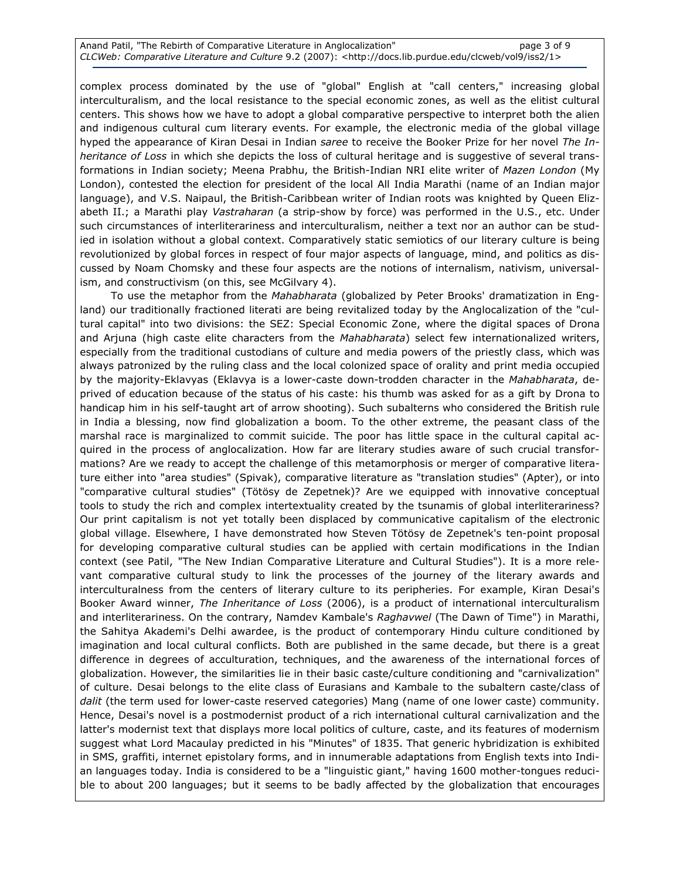complex process dominated by the use of "global" English at "call centers," increasing global interculturalism, and the local resistance to the special economic zones, as well as the elitist cultural centers. This shows how we have to adopt a global comparative perspective to interpret both the alien and indigenous cultural cum literary events. For example, the electronic media of the global village hyped the appearance of Kiran Desai in Indian *saree* to receive the Booker Prize for her novel *The Inheritance of Loss* in which she depicts the loss of cultural heritage and is suggestive of several transformations in Indian society; Meena Prabhu, the British-Indian NRI elite writer of *Mazen London* (My London), contested the election for president of the local All India Marathi (name of an Indian major language), and V.S. Naipaul, the British-Caribbean writer of Indian roots was knighted by Queen Elizabeth II.; a Marathi play *Vastraharan* (a strip-show by force) was performed in the U.S., etc. Under such circumstances of interliterariness and interculturalism, neither a text nor an author can be studied in isolation without a global context. Comparatively static semiotics of our literary culture is being revolutionized by global forces in respect of four major aspects of language, mind, and politics as discussed by Noam Chomsky and these four aspects are the notions of internalism, nativism, universalism, and constructivism (on this, see McGilvary 4).

To use the metaphor from the *Mahabharata* (globalized by Peter Brooks' dramatization in England) our traditionally fractioned literati are being revitalized today by the Anglocalization of the "cultural capital" into two divisions: the SEZ: Special Economic Zone, where the digital spaces of Drona and Arjuna (high caste elite characters from the *Mahabharata*) select few internationalized writers, especially from the traditional custodians of culture and media powers of the priestly class, which was always patronized by the ruling class and the local colonized space of orality and print media occupied by the majority-Eklavyas (Eklavya is a lower-caste down-trodden character in the *Mahabharata*, deprived of education because of the status of his caste: his thumb was asked for as a gift by Drona to handicap him in his self-taught art of arrow shooting). Such subalterns who considered the British rule in India a blessing, now find globalization a boom. To the other extreme, the peasant class of the marshal race is marginalized to commit suicide. The poor has little space in the cultural capital acquired in the process of anglocalization. How far are literary studies aware of such crucial transformations? Are we ready to accept the challenge of this metamorphosis or merger of comparative literature either into "area studies" (Spivak), comparative literature as "translation studies" (Apter), or into "comparative cultural studies" (Tötösy de Zepetnek)? Are we equipped with innovative conceptual tools to study the rich and complex intertextuality created by the tsunamis of global interliterariness? Our print capitalism is not yet totally been displaced by communicative capitalism of the electronic global village. Elsewhere, I have demonstrated how Steven Tötösy de Zepetnek's ten-point proposal for developing comparative cultural studies can be applied with certain modifications in the Indian context (see Patil, "The New Indian Comparative Literature and Cultural Studies"). It is a more relevant comparative cultural study to link the processes of the journey of the literary awards and interculturalness from the centers of literary culture to its peripheries. For example, Kiran Desai's Booker Award winner, *The Inheritance of Loss* (2006), is a product of international interculturalism and interliterariness. On the contrary, Namdev Kambale's *Raghavwel* (The Dawn of Time") in Marathi, the Sahitya Akademi's Delhi awardee, is the product of contemporary Hindu culture conditioned by imagination and local cultural conflicts. Both are published in the same decade, but there is a great difference in degrees of acculturation, techniques, and the awareness of the international forces of globalization. However, the similarities lie in their basic caste/culture conditioning and "carnivalization" of culture. Desai belongs to the elite class of Eurasians and Kambale to the subaltern caste/class of *dalit* (the term used for lower-caste reserved categories) Mang (name of one lower caste) community. Hence, Desai's novel is a postmodernist product of a rich international cultural carnivalization and the latter's modernist text that displays more local politics of culture, caste, and its features of modernism suggest what Lord Macaulay predicted in his "Minutes" of 1835. That generic hybridization is exhibited in SMS, graffiti, internet epistolary forms, and in innumerable adaptations from English texts into Indian languages today. India is considered to be a "linguistic giant," having 1600 mother-tongues reducible to about 200 languages; but it seems to be badly affected by the globalization that encourages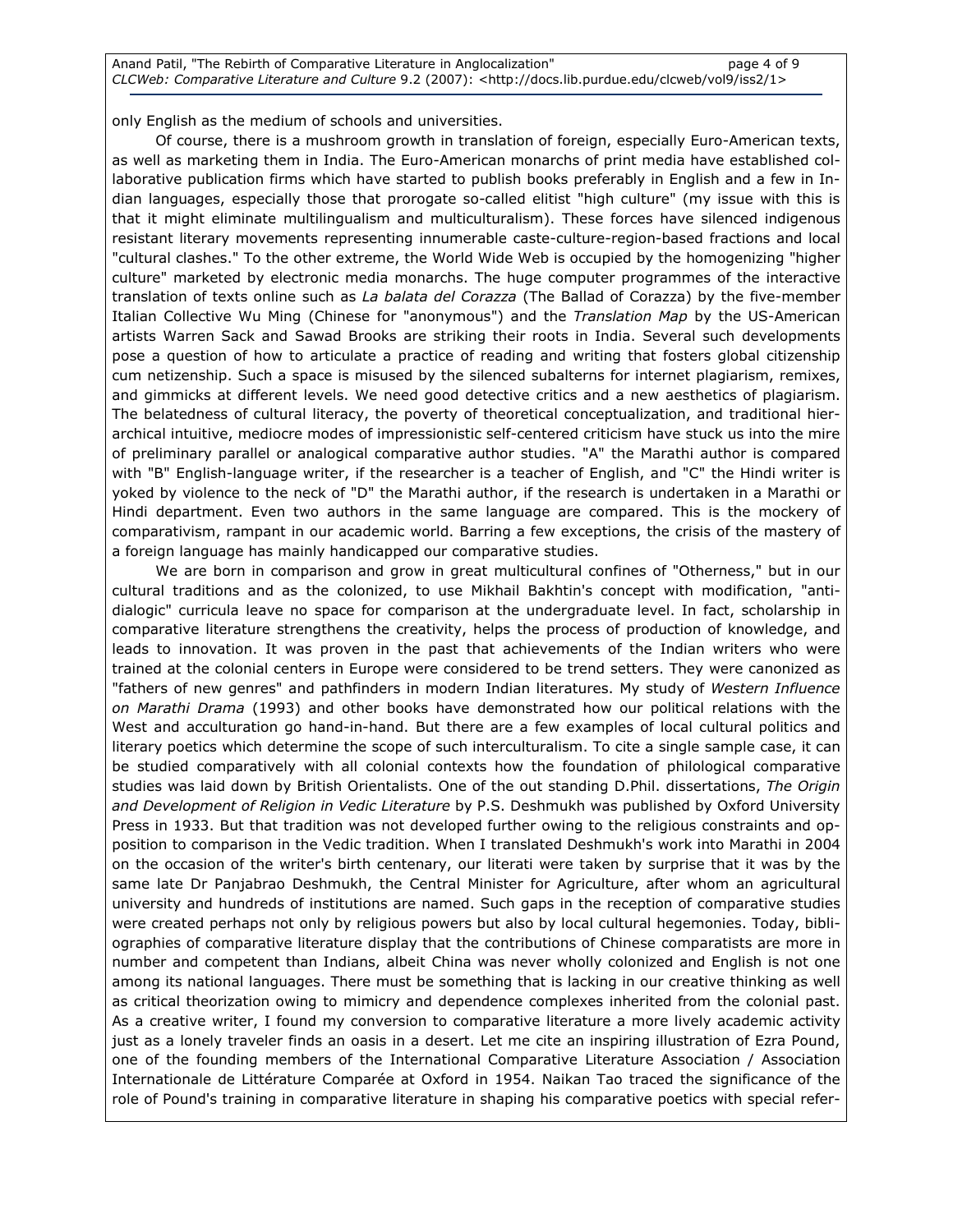only English as the medium of schools and universities.

Of course, there is a mushroom growth in translation of foreign, especially Euro-American texts, as well as marketing them in India. The Euro-American monarchs of print media have established collaborative publication firms which have started to publish books preferably in English and a few in Indian languages, especially those that prorogate so-called elitist "high culture" (my issue with this is that it might eliminate multilingualism and multiculturalism). These forces have silenced indigenous resistant literary movements representing innumerable caste-culture-region-based fractions and local "cultural clashes." To the other extreme, the World Wide Web is occupied by the homogenizing "higher culture" marketed by electronic media monarchs. The huge computer programmes of the interactive translation of texts online such as *La balata del Corazza* (The Ballad of Corazza) by the five-member Italian Collective Wu Ming (Chinese for "anonymous") and the *Translation Map* by the US-American artists Warren Sack and Sawad Brooks are striking their roots in India. Several such developments pose a question of how to articulate a practice of reading and writing that fosters global citizenship cum netizenship. Such a space is misused by the silenced subalterns for internet plagiarism, remixes, and gimmicks at different levels. We need good detective critics and a new aesthetics of plagiarism. The belatedness of cultural literacy, the poverty of theoretical conceptualization, and traditional hierarchical intuitive, mediocre modes of impressionistic self-centered criticism have stuck us into the mire of preliminary parallel or analogical comparative author studies. "A" the Marathi author is compared with "B" English-language writer, if the researcher is a teacher of English, and "C" the Hindi writer is yoked by violence to the neck of "D" the Marathi author, if the research is undertaken in a Marathi or Hindi department. Even two authors in the same language are compared. This is the mockery of comparativism, rampant in our academic world. Barring a few exceptions, the crisis of the mastery of a foreign language has mainly handicapped our comparative studies.

We are born in comparison and grow in great multicultural confines of "Otherness," but in our cultural traditions and as the colonized, to use Mikhail Bakhtin's concept with modification, "anti-dialogic" curricula leave no space for comparison at the undergraduate level. In fact, scholarship in comparative literature strengthens the creativity, helps the process of production of knowledge, and leads to innovation. It was proven in the past that achievements of the Indian writers who were trained at the colonial centers in Europe were considered to be trend setters. They were canonized as "fathers of new genres" and pathfinders in modern Indian literatures. My study of *Western Influence on Marathi Drama* (1993) and other books have demonstrated how our political relations with the West and acculturation go hand-in-hand. But there are a few examples of local cultural politics and literary poetics which determine the scope of such interculturalism. To cite a single sample case, it can be studied comparatively with all colonial contexts how the foundation of philological comparative studies was laid down by British Orientalists. One of the out standing D.Phil. dissertations, *The Origin and Development of Religion in Vedic Literature* by P.S. Deshmukh was published by Oxford University Press in 1933. But that tradition was not developed further owing to the religious constraints and opposition to comparison in the Vedic tradition. When I translated Deshmukh's work into Marathi in 2004 on the occasion of the writer's birth centenary, our literati were taken by surprise that it was by the same late Dr Panjabrao Deshmukh, the Central Minister for Agriculture, after whom an agricultural university and hundreds of institutions are named. Such gaps in the reception of comparative studies were created perhaps not only by religious powers but also by local cultural hegemonies. Today, bibliographies of comparative literature display that the contributions of Chinese comparatists are more in number and competent than Indians, albeit China was never wholly colonized and English is not one among its national languages. There must be something that is lacking in our creative thinking as well as critical theorization owing to mimicry and dependence complexes inherited from the colonial past. As a creative writer, I found my conversion to comparative literature a more lively academic activity just as a lonely traveler finds an oasis in a desert. Let me cite an inspiring illustration of Ezra Pound, one of the founding members of the International Comparative Literature Association / Association Internationale de Littérature Comparée at Oxford in 1954. Naikan Tao traced the significance of the role of Pound's training in comparative literature in shaping his comparative poetics with special refer-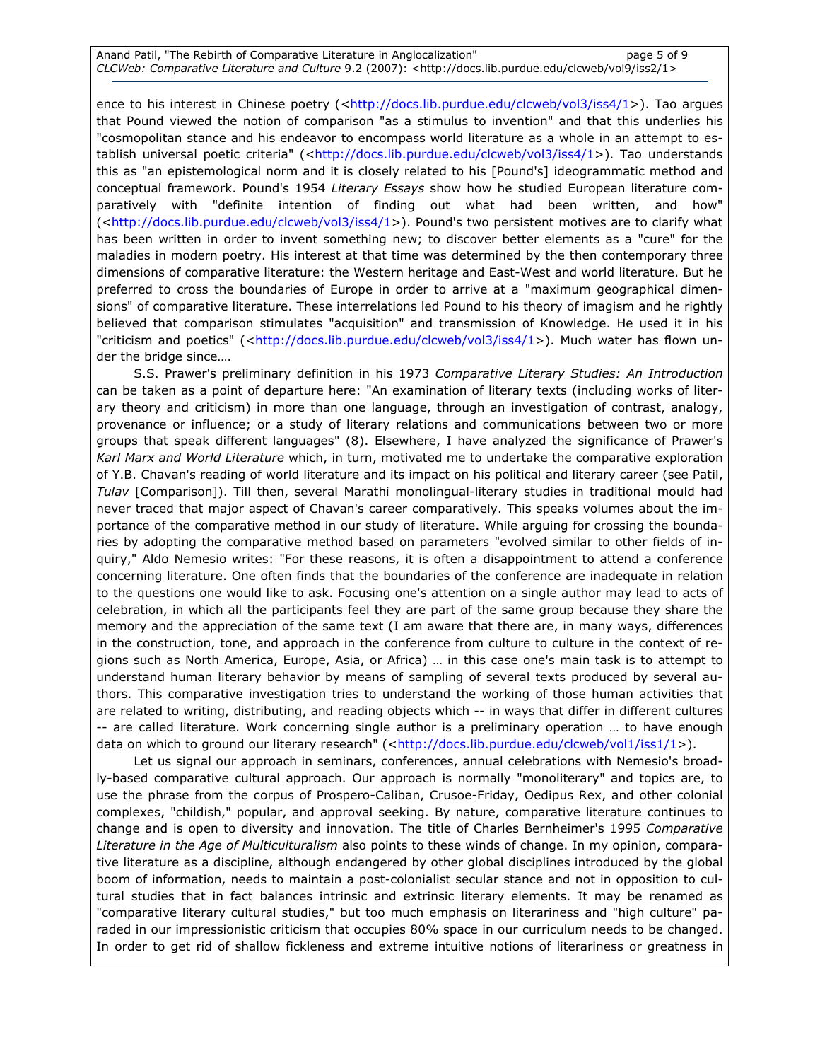ence to his interest in Chinese poetry (<http://docs.lib.purdue.edu/clcweb/vol3/iss4/1>). Tao argues that Pound viewed the notion of comparison "as a stimulus to invention" and that this underlies his "cosmopolitan stance and his endeavor to encompass world literature as a whole in an attempt to establish universal poetic criteria" (<http://docs.lib.purdue.edu/clcweb/vol3/iss4/1>). Tao understands this as "an epistemological norm and it is closely related to his [Pound's] ideogrammatic method and conceptual framework. Pound's 1954 *Literary Essays* show how he studied European literature comparatively with "definite intention of finding out what had been written, and how" (<http://docs.lib.purdue.edu/clcweb/vol3/iss4/1>). Pound's two persistent motives are to clarify what has been written in order to invent something new; to discover better elements as a "cure" for the maladies in modern poetry. His interest at that time was determined by the then contemporary three dimensions of comparative literature: the Western heritage and East-West and world literature. But he preferred to cross the boundaries of Europe in order to arrive at a "maximum geographical dimensions" of comparative literature. These interrelations led Pound to his theory of imagism and he rightly believed that comparison stimulates "acquisition" and transmission of Knowledge. He used it in his "criticism and poetics" (<http://docs.lib.purdue.edu/clcweb/vol3/iss4/1>). Much water has flown under the bridge since….

S.S. Prawer's preliminary definition in his 1973 *Comparative Literary Studies: An Introduction* can be taken as a point of departure here: "An examination of literary texts (including works of literary theory and criticism) in more than one language, through an investigation of contrast, analogy, provenance or influence; or a study of literary relations and communications between two or more groups that speak different languages" (8). Elsewhere, I have analyzed the significance of Prawer's *Karl Marx and World Literature* which, in turn, motivated me to undertake the comparative exploration of Y.B. Chavan's reading of world literature and its impact on his political and literary career (see Patil, *Tulav* [Comparison]). Till then, several Marathi monolingual-literary studies in traditional mould had never traced that major aspect of Chavan's career comparatively. This speaks volumes about the importance of the comparative method in our study of literature. While arguing for crossing the boundaries by adopting the comparative method based on parameters "evolved similar to other fields of inquiry," Aldo Nemesio writes: "For these reasons, it is often a disappointment to attend a conference concerning literature. One often finds that the boundaries of the conference are inadequate in relation to the questions one would like to ask. Focusing one's attention on a single author may lead to acts of celebration, in which all the participants feel they are part of the same group because they share the memory and the appreciation of the same text (I am aware that there are, in many ways, differences in the construction, tone, and approach in the conference from culture to culture in the context of regions such as North America, Europe, Asia, or Africa) … in this case one's main task is to attempt to understand human literary behavior by means of sampling of several texts produced by several authors. This comparative investigation tries to understand the working of those human activities that are related to writing, distributing, and reading objects which -- in ways that differ in different cultures -- are called literature. Work concerning single author is a preliminary operation … to have enough data on which to ground our literary research" (<http://docs.lib.purdue.edu/clcweb/vol1/iss1/1>).

Let us signal our approach in seminars, conferences, annual celebrations with Nemesio's broadly-based comparative cultural approach. Our approach is normally "monoliterary" and topics are, to use the phrase from the corpus of Prospero-Caliban, Crusoe-Friday, Oedipus Rex, and other colonial complexes, "childish," popular, and approval seeking. By nature, comparative literature continues to change and is open to diversity and innovation. The title of Charles Bernheimer's 1995 *Comparative Literature in the Age of Multiculturalism* also points to these winds of change. In my opinion, comparative literature as a discipline, although endangered by other global disciplines introduced by the global boom of information, needs to maintain a post-colonialist secular stance and not in opposition to cultural studies that in fact balances intrinsic and extrinsic literary elements. It may be renamed as "comparative literary cultural studies," but too much emphasis on literariness and "high culture" paraded in our impressionistic criticism that occupies 80% space in our curriculum needs to be changed. In order to get rid of shallow fickleness and extreme intuitive notions of literariness or greatness in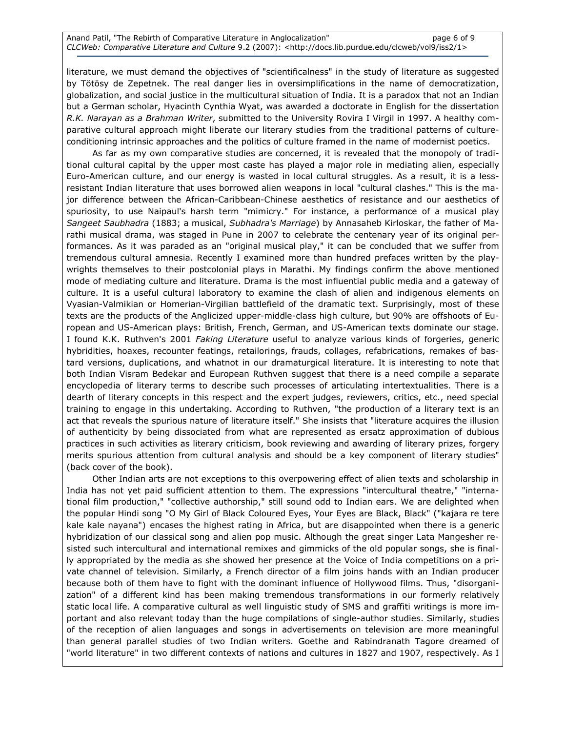literature, we must demand the objectives of "scientificalness" in the study of literature as suggested by Tötösy de Zepetnek. The real danger lies in oversimplifications in the name of democratization, globalization, and social justice in the multicultural situation of India. It is a paradox that not an Indian but a German scholar, Hyacinth Cynthia Wyat, was awarded a doctorate in English for the dissertation *R.K. Narayan as a Brahman Writer*, submitted to the University Rovira I Virgil in 1997. A healthy comparative cultural approach might liberate our literary studies from the traditional patterns of culture-conditioning intrinsic approaches and the politics of culture framed in the name of modernist poetics.

As far as my own comparative studies are concerned, it is revealed that the monopoly of traditional cultural capital by the upper most caste has played a major role in mediating alien, especially Euro-American culture, and our energy is wasted in local cultural struggles. As a result, it is a less-resistant Indian literature that uses borrowed alien weapons in local "cultural clashes." This is the major difference between the African-Caribbean-Chinese aesthetics of resistance and our aesthetics of spuriosity, to use Naipaul's harsh term "mimicry." For instance, a performance of a musical play *Sangeet Saubhadra* (1883; a musical, *Subhadra's Marriage*) by Annasaheb Kirloskar, the father of Marathi musical drama, was staged in Pune in 2007 to celebrate the centenary year of its original performances. As it was paraded as an "original musical play," it can be concluded that we suffer from tremendous cultural amnesia. Recently I examined more than hundred prefaces written by the playwrights themselves to their postcolonial plays in Marathi. My findings confirm the above mentioned mode of mediating culture and literature. Drama is the most influential public media and a gateway of culture. It is a useful cultural laboratory to examine the clash of alien and indigenous elements on Vyasian-Valmikian or Homerian-Virgilian battlefield of the dramatic text. Surprisingly, most of these texts are the products of the Anglicized upper-middle-class high culture, but 90% are offshoots of European and US-American plays: British, French, German, and US-American texts dominate our stage. I found K.K. Ruthven's 2001 *Faking Literature* useful to analyze various kinds of forgeries, generic hybridities, hoaxes, recounter featings, retailorings, frauds, collages, refabrications, remakes of bastard versions, duplications, and whatnot in our dramaturgical literature. It is interesting to note that both Indian Visram Bedekar and European Ruthven suggest that there is a need compile a separate encyclopedia of literary terms to describe such processes of articulating intertextualities. There is a dearth of literary concepts in this respect and the expert judges, reviewers, critics, etc., need special training to engage in this undertaking. According to Ruthven, "the production of a literary text is an act that reveals the spurious nature of literature itself." She insists that "literature acquires the illusion of authenticity by being dissociated from what are represented as ersatz approximation of dubious practices in such activities as literary criticism, book reviewing and awarding of literary prizes, forgery merits spurious attention from cultural analysis and should be a key component of literary studies" (back cover of the book).

Other Indian arts are not exceptions to this overpowering effect of alien texts and scholarship in India has not yet paid sufficient attention to them. The expressions "intercultural theatre," "international film production," "collective authorship," still sound odd to Indian ears. We are delighted when the popular Hindi song "O My Girl of Black Coloured Eyes, Your Eyes are Black, Black" ("kajara re tere kale kale nayana") encases the highest rating in Africa, but are disappointed when there is a generic hybridization of our classical song and alien pop music. Although the great singer Lata Mangesher resisted such intercultural and international remixes and gimmicks of the old popular songs, she is finally appropriated by the media as she showed her presence at the Voice of India competitions on a private channel of television. Similarly, a French director of a film joins hands with an Indian producer because both of them have to fight with the dominant influence of Hollywood films. Thus, "disorganization" of a different kind has been making tremendous transformations in our formerly relatively static local life. A comparative cultural as well linguistic study of SMS and graffiti writings is more important and also relevant today than the huge compilations of single-author studies. Similarly, studies of the reception of alien languages and songs in advertisements on television are more meaningful than general parallel studies of two Indian writers. Goethe and Rabindranath Tagore dreamed of "world literature" in two different contexts of nations and cultures in 1827 and 1907, respectively. As I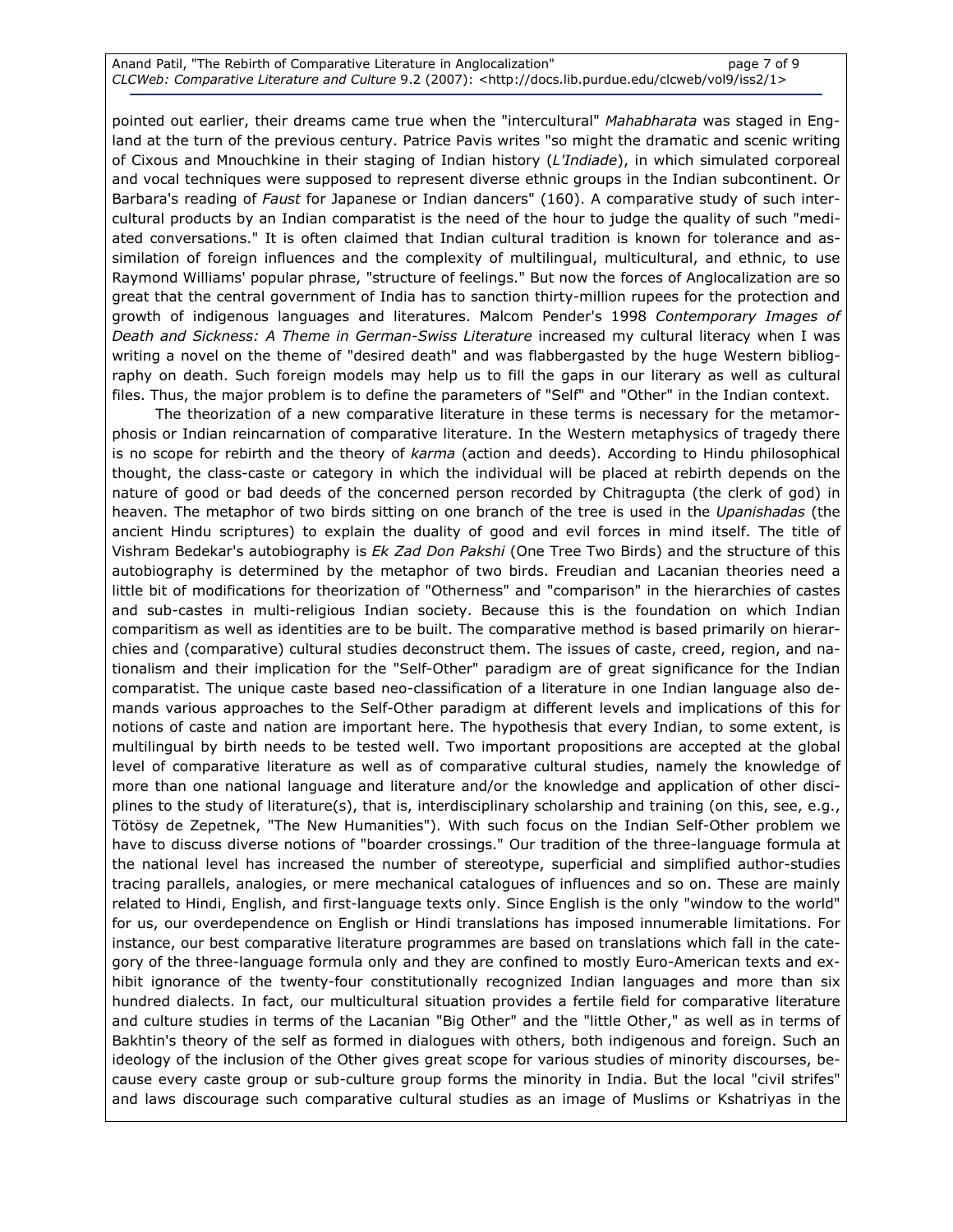pointed out earlier, their dreams came true when the "intercultural" *Mahabharata* was staged in England at the turn of the previous century. Patrice Pavis writes "so might the dramatic and scenic writing of Cixous and Mnouchkine in their staging of Indian history (*L'Indiade*), in which simulated corporeal and vocal techniques were supposed to represent diverse ethnic groups in the Indian subcontinent. Or Barbara's reading of *Faust* for Japanese or Indian dancers" (160). A comparative study of such intercultural products by an Indian comparatist is the need of the hour to judge the quality of such "mediated conversations." It is often claimed that Indian cultural tradition is known for tolerance and assimilation of foreign influences and the complexity of multilingual, multicultural, and ethnic, to use Raymond Williams' popular phrase, "structure of feelings." But now the forces of Anglocalization are so great that the central government of India has to sanction thirty-million rupees for the protection and growth of indigenous languages and literatures. Malcom Pender's 1998 *Contemporary Images of Death and Sickness: A Theme in German-Swiss Literature* increased my cultural literacy when I was writing a novel on the theme of "desired death" and was flabbergasted by the huge Western bibliography on death. Such foreign models may help us to fill the gaps in our literary as well as cultural files. Thus, the major problem is to define the parameters of "Self" and "Other" in the Indian context.

The theorization of a new comparative literature in these terms is necessary for the metamorphosis or Indian reincarnation of comparative literature. In the Western metaphysics of tragedy there is no scope for rebirth and the theory of *karma* (action and deeds). According to Hindu philosophical thought, the class-caste or category in which the individual will be placed at rebirth depends on the nature of good or bad deeds of the concerned person recorded by Chitragupta (the clerk of god) in heaven. The metaphor of two birds sitting on one branch of the tree is used in the *Upanishadas* (the ancient Hindu scriptures) to explain the duality of good and evil forces in mind itself. The title of Vishram Bedekar's autobiography is *Ek Zad Don Pakshi* (One Tree Two Birds) and the structure of this autobiography is determined by the metaphor of two birds. Freudian and Lacanian theories need a little bit of modifications for theorization of "Otherness" and "comparison" in the hierarchies of castes and sub-castes in multi-religious Indian society. Because this is the foundation on which Indian comparitism as well as identities are to be built. The comparative method is based primarily on hierarchies and (comparative) cultural studies deconstruct them. The issues of caste, creed, region, and nationalism and their implication for the "Self-Other" paradigm are of great significance for the Indian comparatist. The unique caste based neo-classification of a literature in one Indian language also demands various approaches to the Self-Other paradigm at different levels and implications of this for notions of caste and nation are important here. The hypothesis that every Indian, to some extent, is multilingual by birth needs to be tested well. Two important propositions are accepted at the global level of comparative literature as well as of comparative cultural studies, namely the knowledge of more than one national language and literature and/or the knowledge and application of other disciplines to the study of literature(s), that is, interdisciplinary scholarship and training (on this, see, e.g., Tötösy de Zepetnek, "The New Humanities"). With such focus on the Indian Self-Other problem we have to discuss diverse notions of "boarder crossings." Our tradition of the three-language formula at the national level has increased the number of stereotype, superficial and simplified author-studies tracing parallels, analogies, or mere mechanical catalogues of influences and so on. These are mainly related to Hindi, English, and first-language texts only. Since English is the only "window to the world" for us, our overdependence on English or Hindi translations has imposed innumerable limitations. For instance, our best comparative literature programmes are based on translations which fall in the category of the three-language formula only and they are confined to mostly Euro-American texts and exhibit ignorance of the twenty-four constitutionally recognized Indian languages and more than six hundred dialects. In fact, our multicultural situation provides a fertile field for comparative literature and culture studies in terms of the Lacanian "Big Other" and the "little Other," as well as in terms of Bakhtin's theory of the self as formed in dialogues with others, both indigenous and foreign. Such an ideology of the inclusion of the Other gives great scope for various studies of minority discourses, because every caste group or sub-culture group forms the minority in India. But the local "civil strifes" and laws discourage such comparative cultural studies as an image of Muslims or Kshatriyas in the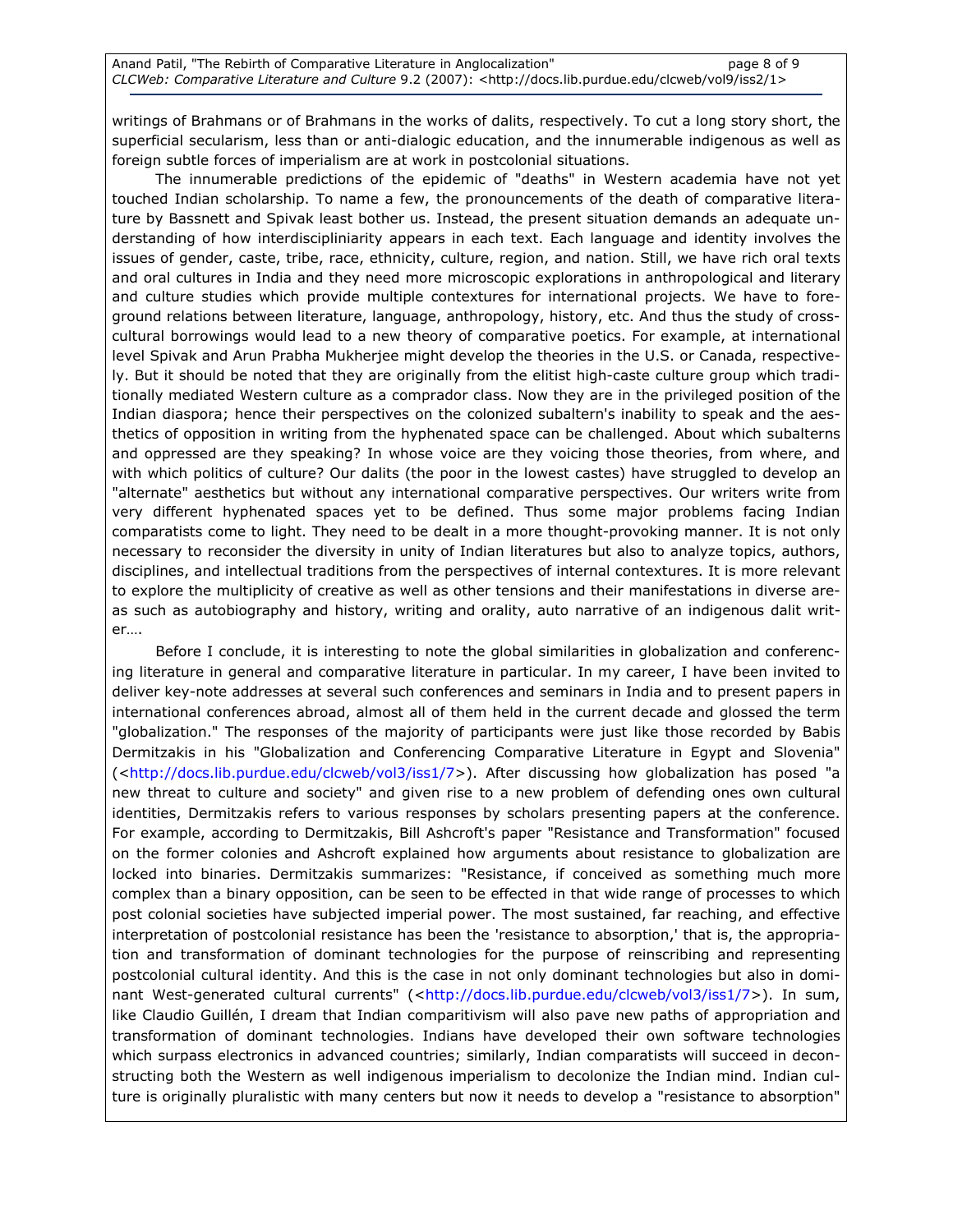writings of Brahmans or of Brahmans in the works of dalits, respectively. To cut a long story short, the superficial secularism, less than or anti-dialogic education, and the innumerable indigenous as well as foreign subtle forces of imperialism are at work in postcolonial situations.

The innumerable predictions of the epidemic of "deaths" in Western academia have not yet touched Indian scholarship. To name a few, the pronouncements of the death of comparative literature by Bassnett and Spivak least bother us. Instead, the present situation demands an adequate understanding of how interdisciplinarity appears in each text. Each language and identity involves the issues of gender, caste, tribe, race, ethnicity, culture, region, and nation. Still, we have rich oral texts and oral cultures in India and they need more microscopic explorations in anthropological and literary and culture studies which provide multiple contextures for international projects. We have to foreground relations between literature, language, anthropology, history, etc. And thus the study of cross-cultural borrowings would lead to a new theory of comparative poetics. For example, at international level Spivak and Arun Prabha Mukherjee might develop the theories in the U.S. or Canada, respectively. But it should be noted that they are originally from the elitist high-caste culture group which traditionally mediated Western culture as a comprador class. Now they are in the privileged position of the Indian diaspora; hence their perspectives on the colonized subaltern's inability to speak and the aesthetics of opposition in writing from the hyphenated space can be challenged. About which subalterns and oppressed are they speaking? In whose voice are they voicing those theories, from where, and with which politics of culture? Our dalits (the poor in the lowest castes) have struggled to develop an "alternate" aesthetics but without any international comparative perspectives. Our writers write from very different hyphenated spaces yet to be defined. Thus some major problems facing Indian comparatists come to light. They need to be dealt in a more thought-provoking manner. It is not only necessary to reconsider the diversity in unity of Indian literatures but also to analyze topics, authors, disciplines, and intellectual traditions from the perspectives of internal contextures. It is more relevant to explore the multiplicity of creative as well as other tensions and their manifestations in diverse areas such as autobiography and history, writing and orality, auto narrative of an indigenous dalit writer….

Before I conclude, it is interesting to note the global similarities in globalization and conferencing literature in general and comparative literature in particular. In my career, I have been invited to deliver key-note addresses at several such conferences and seminars in India and to present papers in international conferences abroad, almost all of them held in the current decade and glossed the term "globalization." The responses of the majority of participants were just like those recorded by Babis Dermitzakis in his "Globalization and Conferencing Comparative Literature in Egypt and Slovenia" (<http://docs.lib.purdue.edu/clcweb/vol3/iss1/7>). After discussing how globalization has posed "a new threat to culture and society" and given rise to a new problem of defending ones own cultural identities, Dermitzakis refers to various responses by scholars presenting papers at the conference. For example, according to Dermitzakis, Bill Ashcroft's paper "Resistance and Transformation" focused on the former colonies and Ashcroft explained how arguments about resistance to globalization are locked into binaries. Dermitzakis summarizes: "Resistance, if conceived as something much more complex than a binary opposition, can be seen to be effected in that wide range of processes to which post colonial societies have subjected imperial power. The most sustained, far reaching, and effective interpretation of postcolonial resistance has been the 'resistance to absorption,' that is, the appropriation and transformation of dominant technologies for the purpose of reinscribing and representing postcolonial cultural identity. And this is the case in not only dominant technologies but also in dominant West-generated cultural currents" (<http://docs.lib.purdue.edu/clcweb/vol3/iss1/7>). In sum, like Claudio Guillén, I dream that Indian comparitivism will also pave new paths of appropriation and transformation of dominant technologies. Indians have developed their own software technologies which surpass electronics in advanced countries; similarly, Indian comparatists will succeed in deconstructing both the Western as well indigenous imperialism to decolonize the Indian mind. Indian culture is originally pluralistic with many centers but now it needs to develop a "resistance to absorption"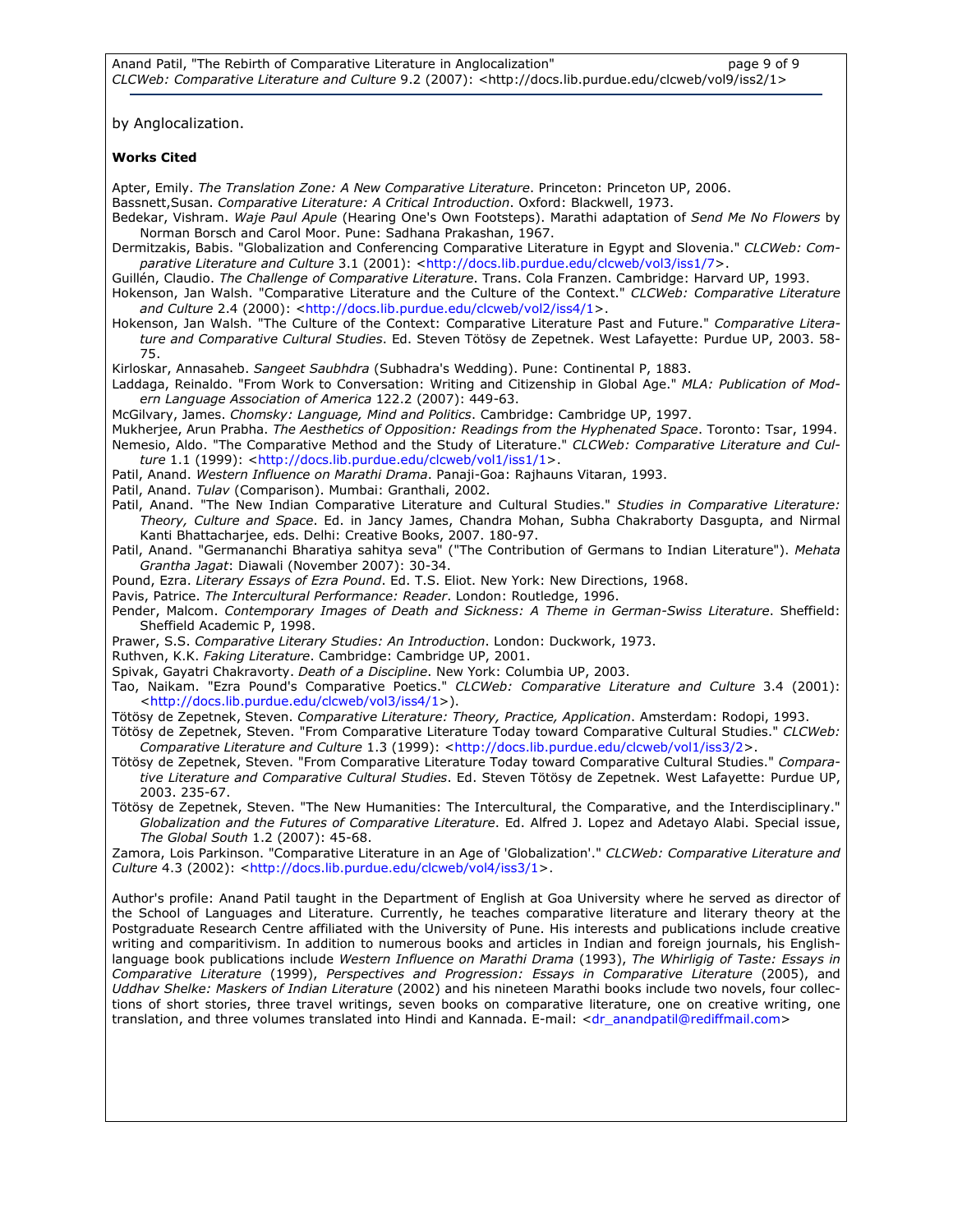by Anglocalization.

**Works Cited**

Apter, Emily. *The Translation Zone: A New Comparative Literature*. Princeton: Princeton UP, 2006.

Bassnett,Susan. *Comparative Literature: A Critical Introduction*. Oxford: Blackwell, 1973.

Bedekar, Vishram. *Waje Paul Apule* (Hearing One's Own Footsteps). Marathi adaptation of *Send Me No Flowers* by Norman Borsch and Carol Moor. Pune: Sadhana Prakashan, 1967.

Dermitzakis, Babis. "Globalization and Conferencing Comparative Literature in Egypt and Slovenia." *CLCWeb: Comparative Literature and Culture* 3.1 (2001): <http://docs.lib.purdue.edu/clcweb/vol3/iss1/7>.

Guillén, Claudio. *The Challenge of Comparative Literature*. Trans. Cola Franzen. Cambridge: Harvard UP, 1993.

Hokenson, Jan Walsh. "Comparative Literature and the Culture of the Context." *CLCWeb: Comparative Literature and Culture* 2.4 (2000): <http://docs.lib.purdue.edu/clcweb/vol2/iss4/1>.

Hokenson, Jan Walsh. "The Culture of the Context: Comparative Literature Past and Future." *Comparative Literature and Comparative Cultural Studies*. Ed. Steven Tötösy de Zepetnek. West Lafayette: Purdue UP, 2003. 58-75.

Kirloskar, Annasaheb. *Sangeet Saubhdra* (Subhadra's Wedding). Pune: Continental P, 1883.

Laddaga, Reinaldo. "From Work to Conversation: Writing and Citizenship in Global Age." *MLA: Publication of Modern Language Association of America* 122.2 (2007): 449-63.

McGilvary, James. *Chomsky: Language, Mind and Politics*. Cambridge: Cambridge UP, 1997.

Mukherjee, Arun Prabha. *The Aesthetics of Opposition: Readings from the Hyphenated Space*. Toronto: Tsar, 1994.

Nemesio, Aldo. "The Comparative Method and the Study of Literature." *CLCWeb: Comparative Literature and Culture* 1.1 (1999): <http://docs.lib.purdue.edu/clcweb/vol1/iss1/1>.

Patil, Anand. *Western Influence on Marathi Drama*. Panaji-Goa: Rajhauns Vitaran, 1993.

Patil, Anand. *Tulav* (Comparison). Mumbai: Granthali, 2002.

Patil, Anand. "The New Indian Comparative Literature and Cultural Studies." *Studies in Comparative Literature: Theory, Culture and Space*. Ed. in Jancy James, Chandra Mohan, Subha Chakraborty Dasgupta, and Nirmal Kanti Bhattacharjee, eds. Delhi: Creative Books, 2007. 180-97.

Patil, Anand. "Germananchi Bharatiya sahitya seva" ("The Contribution of Germans to Indian Literature"). *Mehata Grantha Jagat*: Diawali (November 2007): 30-34.

Pound, Ezra. *Literary Essays of Ezra Pound*. Ed. T.S. Eliot. New York: New Directions, 1968.

Pavis, Patrice. *The Intercultural Performance: Reader*. London: Routledge, 1996.

Pender, Malcom. *Contemporary Images of Death and Sickness: A Theme in German-Swiss Literature*. Sheffield: Sheffield Academic P, 1998.

Prawer, S.S. *Comparative Literary Studies: An Introduction*. London: Duckwork, 1973.

Ruthven, K.K. *Faking Literature*. Cambridge: Cambridge UP, 2001.

Spivak, Gayatri Chakravorty. *Death of a Discipline*. New York: Columbia UP, 2003.

Tao, Naikam. "Ezra Pound's Comparative Poetics." *CLCWeb: Comparative Literature and Culture* 3.4 (2001): <http://docs.lib.purdue.edu/clcweb/vol3/iss4/1>).

Tötösy de Zepetnek, Steven. *Comparative Literature: Theory, Practice, Application*. Amsterdam: Rodopi, 1993.

Tötösy de Zepetnek, Steven. "From Comparative Literature Today toward Comparative Cultural Studies." *CLCWeb: Comparative Literature and Culture* 1.3 (1999): <http://docs.lib.purdue.edu/clcweb/vol1/iss3/2>.

Tötösy de Zepetnek, Steven. "From Comparative Literature Today toward Comparative Cultural Studies." *Comparative Literature and Comparative Cultural Studies*. Ed. Steven Tötösy de Zepetnek. West Lafayette: Purdue UP, 2003. 235-67.

Tötösy de Zepetnek, Steven. "The New Humanities: The Intercultural, the Comparative, and the Interdisciplinary." *Globalization and the Futures of Comparative Literature*. Ed. Alfred J. Lopez and Adetayo Alabi. Special issue, *The Global South* 1.2 (2007): 45-68.

Zamora, Lois Parkinson. "Comparative Literature in an Age of 'Globalization'." *CLCWeb: Comparative Literature and Culture* 4.3 (2002): <http://docs.lib.purdue.edu/clcweb/vol4/iss3/1>.

Author's profile: Anand Patil taught in the Department of English at Goa University where he served as director of the School of Languages and Literature. Currently, he teaches comparative literature and literary theory at the Postgraduate Research Centre affiliated with the University of Pune. His interests and publications include creative writing and comparitivism. In addition to numerous books and articles in Indian and foreign journals, his English-language book publications include *Western Influence on Marathi Drama* (1993), *The Whirligig of Taste: Essays in Comparative Literature* (1999), *Perspectives and Progression: Essays in Comparative Literature* (2005), and *Uddhav Shelke: Maskers of Indian Literature* (2002) and his nineteen Marathi books include two novels, four collections of short stories, three travel writings, seven books on comparative literature, one on creative writing, one translation, and three volumes translated into Hindi and Kannada. E-mail: <dr_anandpatil@rediffmail.com>